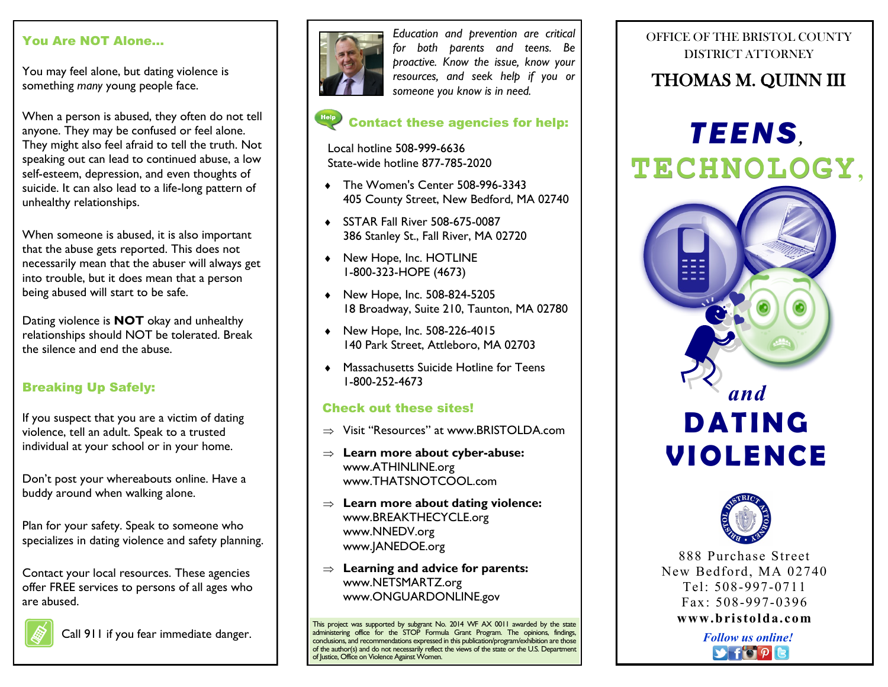## You Are NOT Alone...

You may feel alone, but dating violence is something *many* young people face.

When a person is abused, they often do not tell anyone. They may be confused or feel alone. They might also feel afraid to tell the truth. Not speaking out can lead to continued abuse, a low self-esteem, depression, and even thoughts of suicide. It can also lead to a life-long pattern of unhealthy relationships.

When someone is abused, it is also important that the abuse gets reported. This does not necessarily mean that the abuser will always get into trouble, but it does mean that a person being abused will start to be safe.

Dating violence is **NOT** okay and unhealthy relationships should NOT be tolerated. Break the silence and end the abuse.

## Breaking Up Safely:

If you suspect that you are a victim of dating violence, tell an adult. Speak to a trusted individual at your school or in your home.

Don't post your whereabouts online. Have a buddy around when walking alone.

Plan for your safety. Speak to someone who specializes in dating violence and safety planning.

Contact your local resources. These agencies offer FREE services to persons of all ages who are abused.

Call 911 if you fear immediate danger.

*Education and prevention are critical for both parents and teens. Be proactive. Know the issue, know your resources, and seek help if you or someone you know is in need.*

## Contact these agencies for help:

Local hotline 508-999-6636
State-wide hotline 877-785-2020

- The Women's Center 508-996-3343
  405 County Street, New Bedford, MA 02740
- SSTAR Fall River 508-675-0087
  386 Stanley St., Fall River, MA 02720
- New Hope, Inc. HOTLINE
  1-800-323-HOPE (4673)
- New Hope, Inc. 508-824-5205
  18 Broadway, Suite 210, Taunton, MA 02780
- New Hope, Inc. 508-226-4015
  140 Park Street, Attleboro, MA 02703
- Massachusetts Suicide Hotline for Teens
  1-800-252-4673

## Check out these sites!

- Visit "Resources" at www.BRISTOLDA.com
- **Learn more about cyber-abuse:**
  www.ATHINLINE.org
  www.THATSNOTCOOL.com
- **Learn more about dating violence:**
  www.BREAKTHECYCLE.org
  www.NNEDV.org
  www.JANEDOE.org
- **Learning and advice for parents:**
  www.NETSMARTZ.org
  www.ONGUARDONLINE.gov

This project was supported by subgrant No. 2014 WF AX 0011 awarded by the state administering office for the STOP Formula Grant Program. The opinions, findings, conclusions, and recommendations expressed in this publication/program/exhibition are those of the author(s) and do not necessarily reflect the views of the state or the U.S. Department of Justice, Office on Violence Against Women.

OFFICE OF THE BRISTOL COUNTY DISTRICT ATTORNEY

## THOMAS M. QUINN III

# TEENS, TECHNOLOGY, *and* DATING VIOLENCE

888 Purchase Street
New Bedford, MA 02740
Tel: 508-997-0711
Fax: 508-997-0396
**www.bristolda.com**

*Follow us online!*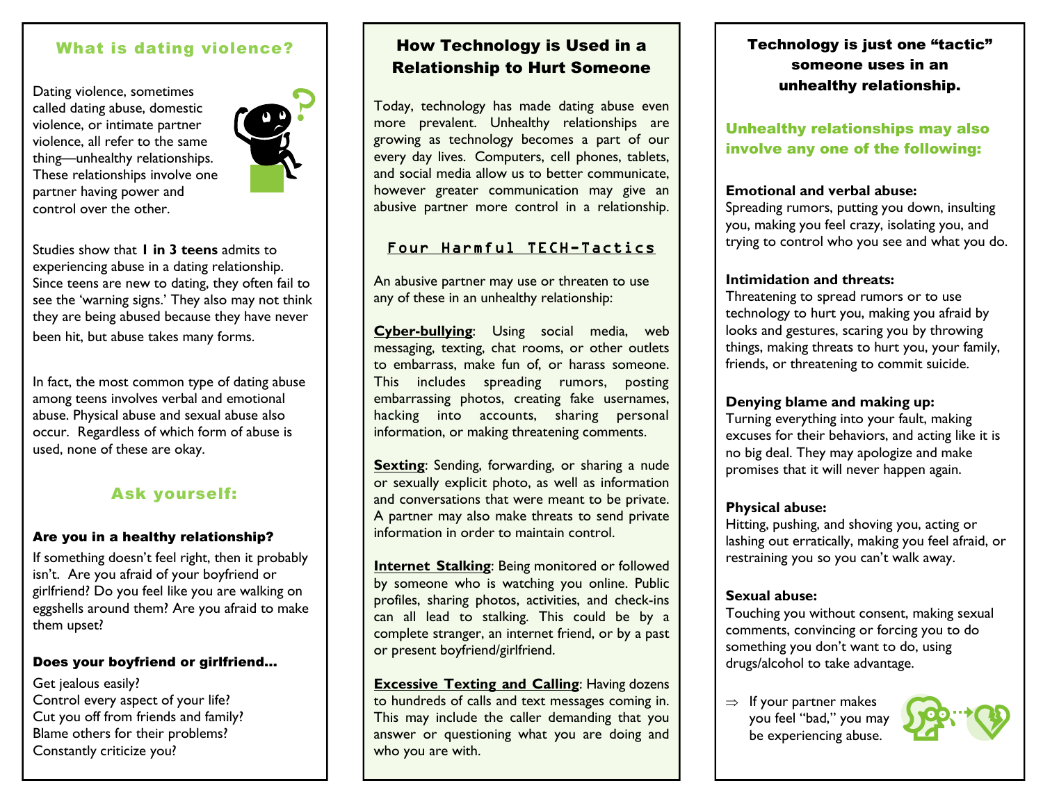## What is dating violence?

Dating violence, sometimes called dating abuse, domestic violence, or intimate partner violence, all refer to the same thing—unhealthy relationships. These relationships involve one partner having power and control over the other.

Studies show that **1 in 3 teens** admits to experiencing abuse in a dating relationship. Since teens are new to dating, they often fail to see the 'warning signs.' They also may not think they are being abused because they have never been hit, but abuse takes many forms.

In fact, the most common type of dating abuse among teens involves verbal and emotional abuse. Physical abuse and sexual abuse also occur. Regardless of which form of abuse is used, none of these are okay.

## Ask yourself:

### Are you in a healthy relationship?

If something doesn't feel right, then it probably isn't. Are you afraid of your boyfriend or girlfriend? Do you feel like you are walking on eggshells around them? Are you afraid to make them upset?

### Does your boyfriend or girlfriend...

Get jealous easily?
Control every aspect of your life?
Cut you off from friends and family?
Blame others for their problems?
Constantly criticize you?

## How Technology is Used in a Relationship to Hurt Someone

Today, technology has made dating abuse even more prevalent. Unhealthy relationships are growing as technology becomes a part of our every day lives. Computers, cell phones, tablets, and social media allow us to better communicate, however greater communication may give an abusive partner more control in a relationship.

### Four Harmful TECH-Tactics

An abusive partner may use or threaten to use any of these in an unhealthy relationship:

**Cyber-bullying**: Using social media, web messaging, texting, chat rooms, or other outlets to embarrass, make fun of, or harass someone. This includes spreading rumors, posting embarrassing photos, creating fake usernames, hacking into accounts, sharing personal information, or making threatening comments.

**Sexting**: Sending, forwarding, or sharing a nude or sexually explicit photo, as well as information and conversations that were meant to be private. A partner may also make threats to send private information in order to maintain control.

**Internet Stalking**: Being monitored or followed by someone who is watching you online. Public profiles, sharing photos, activities, and check-ins can all lead to stalking. This could be by a complete stranger, an internet friend, or by a past or present boyfriend/girlfriend.

**Excessive Texting and Calling**: Having dozens to hundreds of calls and text messages coming in. This may include the caller demanding that you answer or questioning what you are doing and who you are with.

## Technology is just one "tactic" someone uses in an unhealthy relationship.

### Unhealthy relationships may also involve any one of the following:

**Emotional and verbal abuse:**
Spreading rumors, putting you down, insulting you, making you feel crazy, isolating you, and trying to control who you see and what you do.

**Intimidation and threats:**
Threatening to spread rumors or to use technology to hurt you, making you afraid by looks and gestures, scaring you by throwing things, making threats to hurt you, your family, friends, or threatening to commit suicide.

**Denying blame and making up:**
Turning everything into your fault, making excuses for their behaviors, and acting like it is no big deal. They may apologize and make promises that it will never happen again.

**Physical abuse:**
Hitting, pushing, and shoving you, acting or lashing out erratically, making you feel afraid, or restraining you so you can't walk away.

**Sexual abuse:**
Touching you without consent, making sexual comments, convincing or forcing you to do something you don't want to do, using drugs/alcohol to take advantage.

⇒ If your partner makes you feel "bad," you may be experiencing abuse.